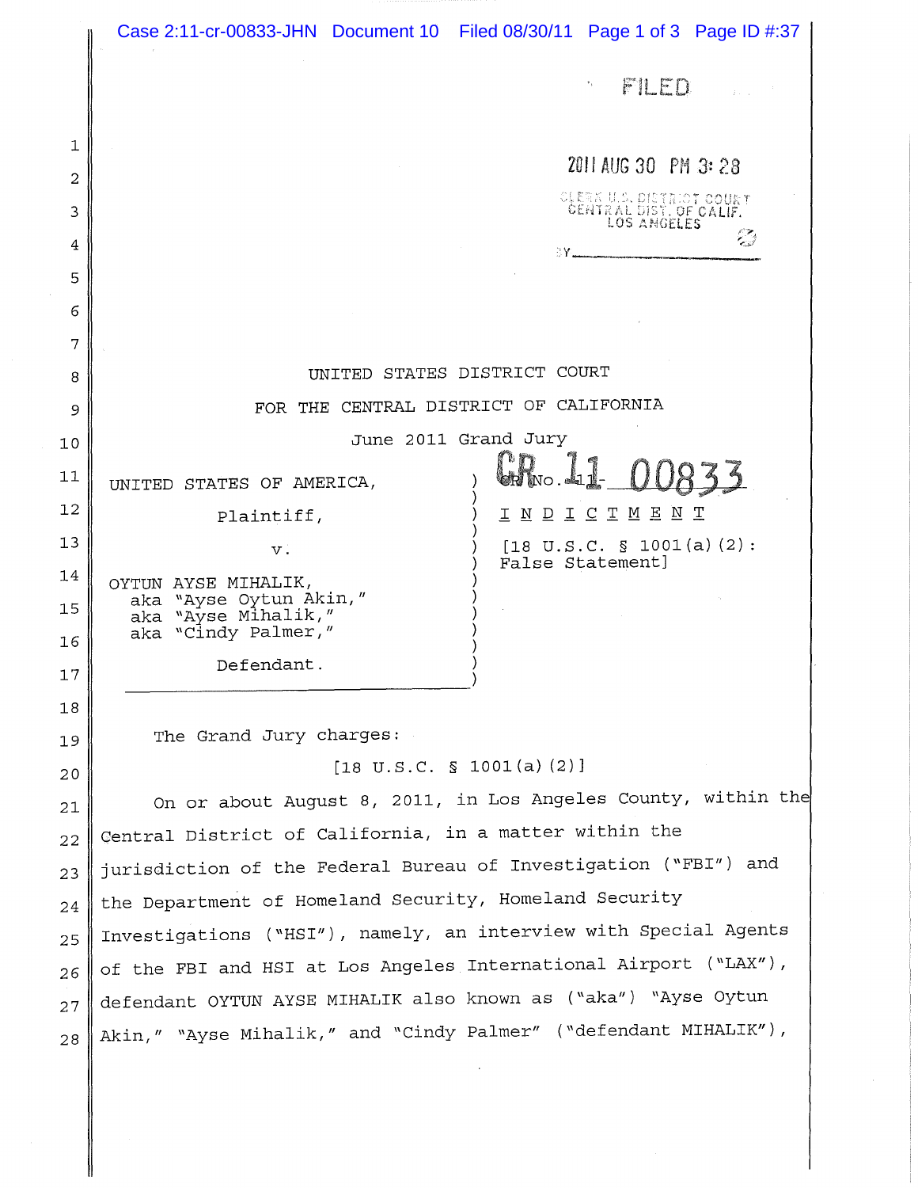FILED

2011 AUG 30 PM 3:28

CLERK U.S. DISTRICT COURT
CENTRAL DIST. OF CALIF.
LOS ANGELES

BY ______________________

UNITED STATES DISTRICT COURT

FOR THE CENTRAL DISTRICT OF CALIFORNIA

June 2011 Grand Jury

| | |
|---|---|
| UNITED STATES OF AMERICA, Plaintiff, v. OYTUN AYSE MIHALIK, aka "Ayse Oytun Akin," aka "Ayse Mihalik," aka "Cindy Palmer," Defendant. | CR No. 11-00833 **I N D I C T M E N T** [18 U.S.C. § 1001(a)(2): False Statement] |

The Grand Jury charges:

[18 U.S.C. § 1001(a)(2)]

On or about August 8, 2011, in Los Angeles County, within the Central District of California, in a matter within the jurisdiction of the Federal Bureau of Investigation ("FBI") and the Department of Homeland Security, Homeland Security Investigations ("HSI"), namely, an interview with Special Agents of the FBI and HSI at Los Angeles International Airport ("LAX"), defendant OYTUN AYSE MIHALIK also known as ("aka") "Ayse Oytun Akin," "Ayse Mihalik," and "Cindy Palmer" ("defendant MIHALIK"),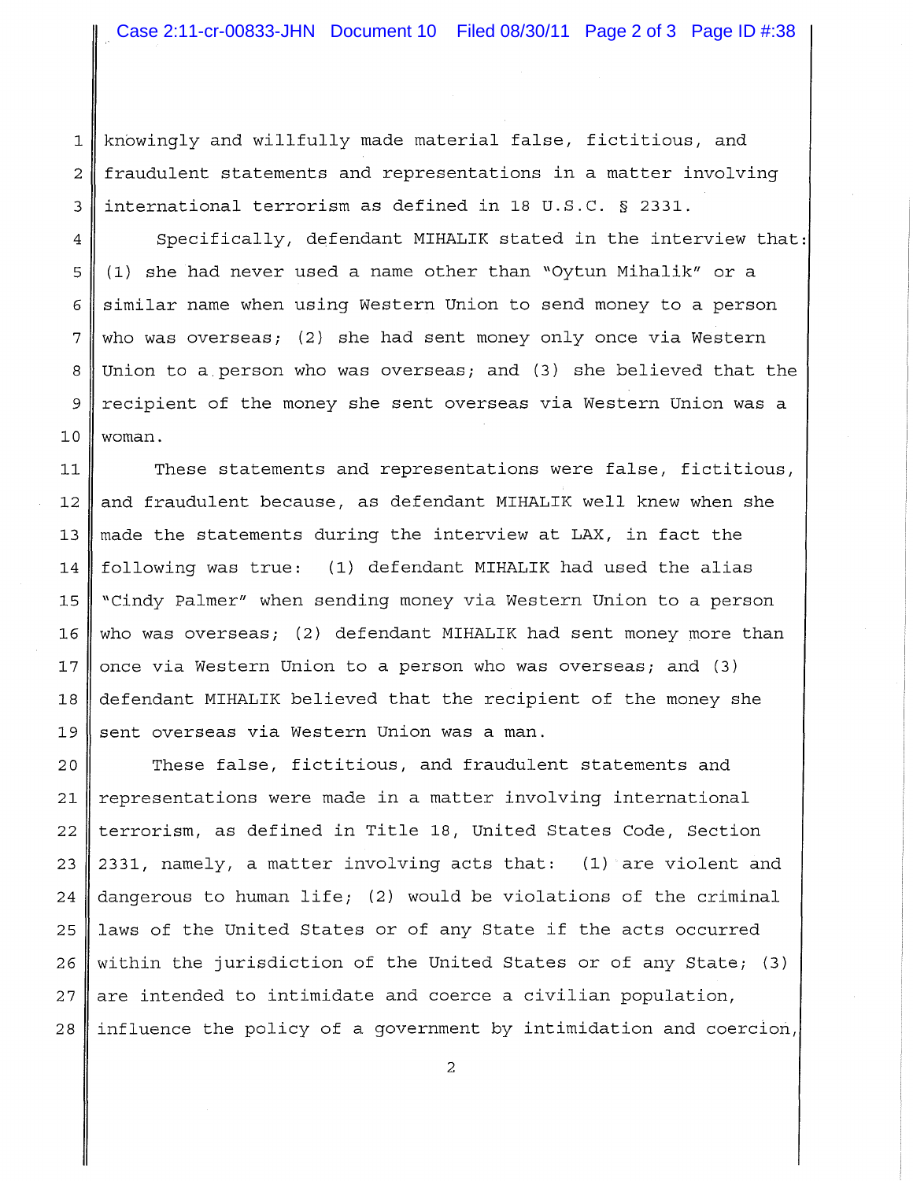knowingly and willfully made material false, fictitious, and fraudulent statements and representations in a matter involving international terrorism as defined in 18 U.S.C. § 2331.

Specifically, defendant MIHALIK stated in the interview that: (1) she had never used a name other than "Oytun Mihalik" or a similar name when using Western Union to send money to a person who was overseas; (2) she had sent money only once via Western Union to a person who was overseas; and (3) she believed that the recipient of the money she sent overseas via Western Union was a woman.

These statements and representations were false, fictitious, and fraudulent because, as defendant MIHALIK well knew when she made the statements during the interview at LAX, in fact the following was true: (1) defendant MIHALIK had used the alias "Cindy Palmer" when sending money via Western Union to a person who was overseas; (2) defendant MIHALIK had sent money more than once via Western Union to a person who was overseas; and (3) defendant MIHALIK believed that the recipient of the money she sent overseas via Western Union was a man.

These false, fictitious, and fraudulent statements and representations were made in a matter involving international terrorism, as defined in Title 18, United States Code, Section 2331, namely, a matter involving acts that: (1) are violent and dangerous to human life; (2) would be violations of the criminal laws of the United States or of any State if the acts occurred within the jurisdiction of the United States or of any State; (3) are intended to intimidate and coerce a civilian population, influence the policy of a government by intimidation and coercion,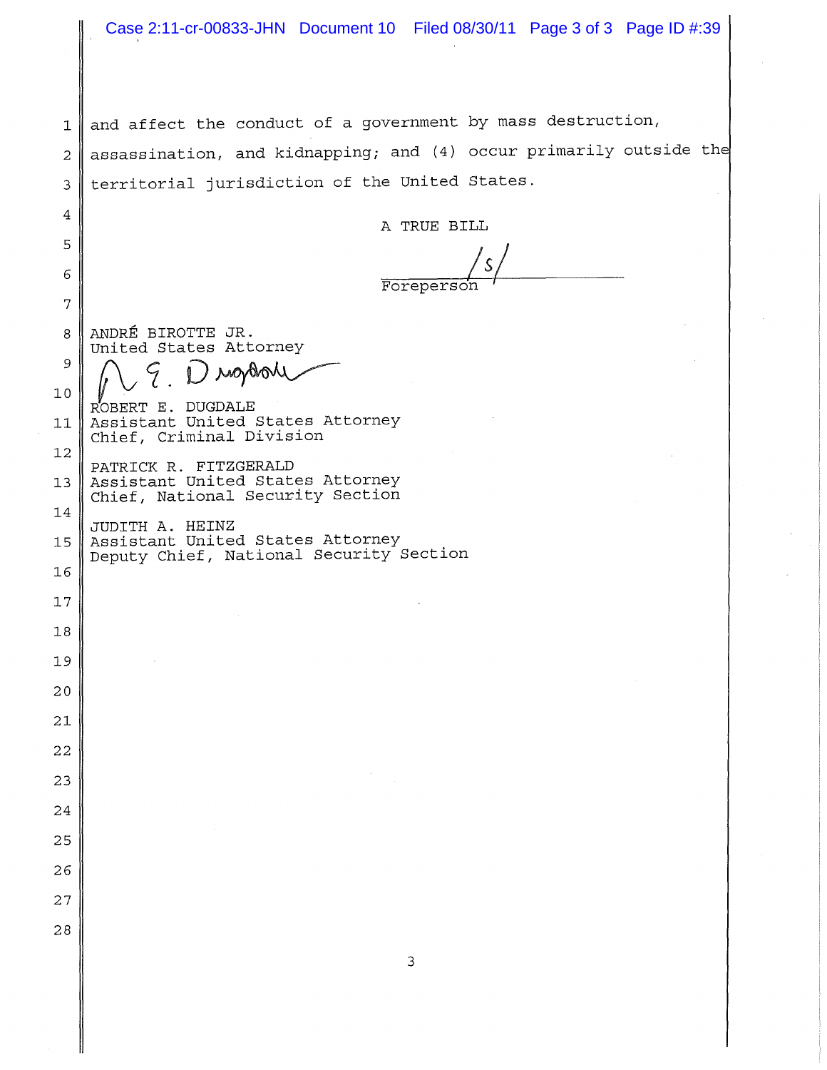and affect the conduct of a government by mass destruction, assassination, and kidnapping; and (4) occur primarily outside the territorial jurisdiction of the United States.

A TRUE BILL

/s/

Foreperson

ANDRÉ BIROTTE JR.
United States Attorney

ROBERT E. DUGDALE
Assistant United States Attorney
Chief, Criminal Division

PATRICK R. FITZGERALD
Assistant United States Attorney
Chief, National Security Section

JUDITH A. HEINZ
Assistant United States Attorney
Deputy Chief, National Security Section